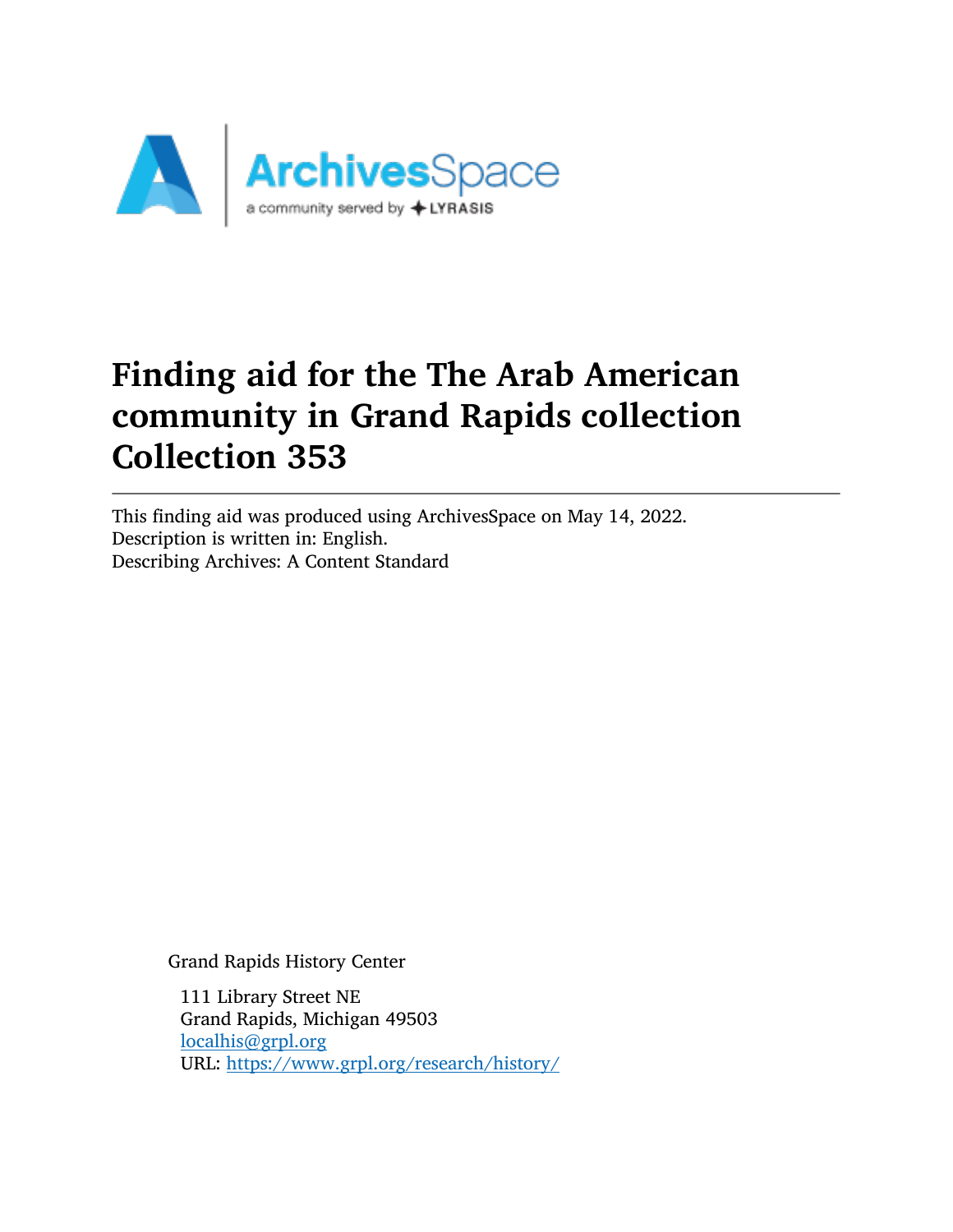# Finding aid for the The Arab American community in Grand Rapids collection Collection 353

This finding aid was produced using ArchivesSpace on May 14, 2022.
Description is written in: English.
Describing Archives: A Content Standard

Grand Rapids History Center

111 Library Street NE
Grand Rapids, Michigan 49503
[localhis@grpl.org](mailto:localhis@grpl.org)
URL: [https://www.grpl.org/research/history/](https://www.grpl.org/research/history/)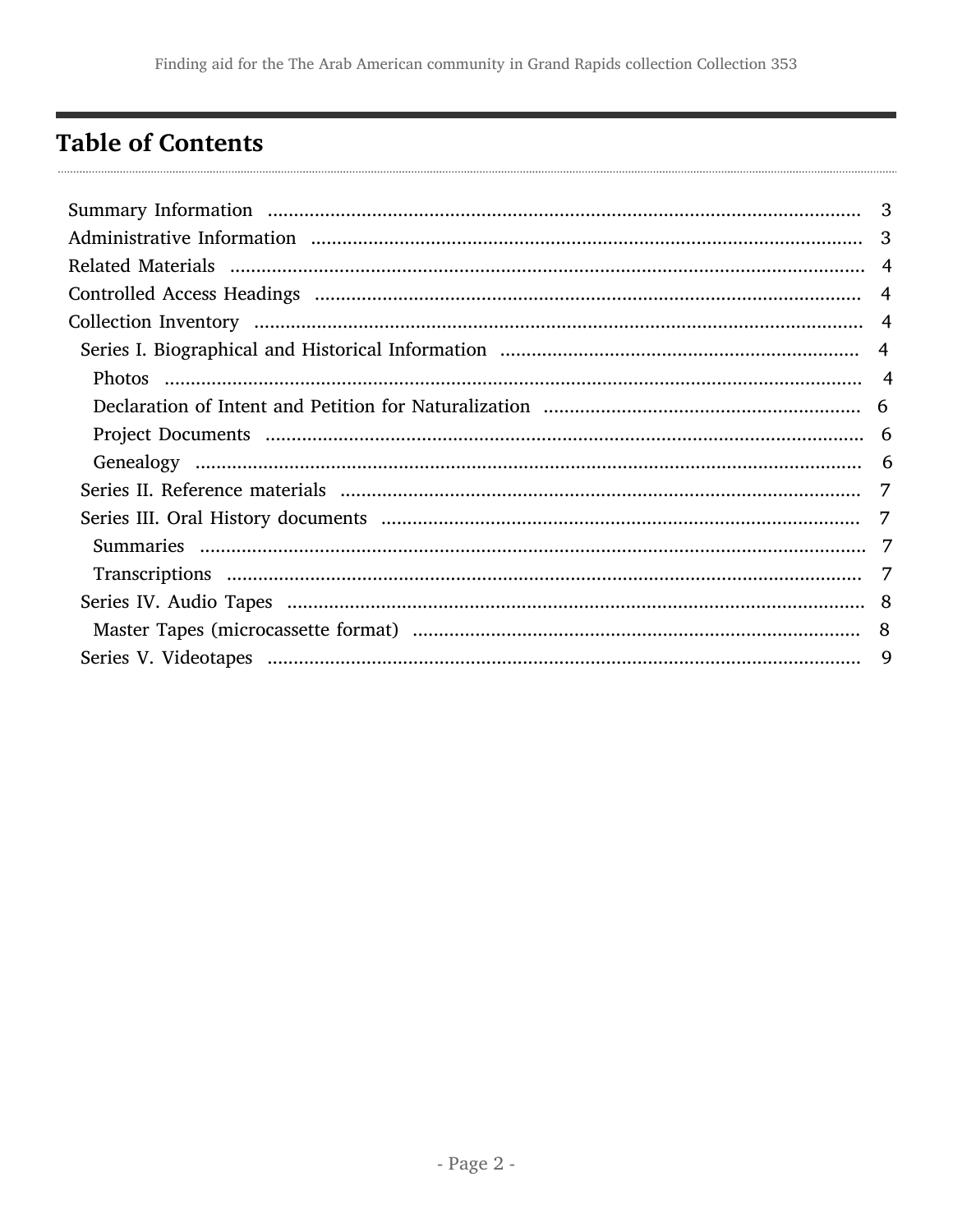## Table of Contents

- Summary Information ... 3
- Administrative Information ... 3
- Related Materials ... 4
- Controlled Access Headings ... 4
- Collection Inventory ... 4
  - Series I. Biographical and Historical Information ... 4
    - Photos ... 4
    - Declaration of Intent and Petition for Naturalization ... 6
    - Project Documents ... 6
    - Genealogy ... 6
  - Series II. Reference materials ... 7
  - Series III. Oral History documents ... 7
    - Summaries ... 7
    - Transcriptions ... 7
  - Series IV. Audio Tapes ... 8
    - Master Tapes (microcassette format) ... 8
  - Series V. Videotapes ... 9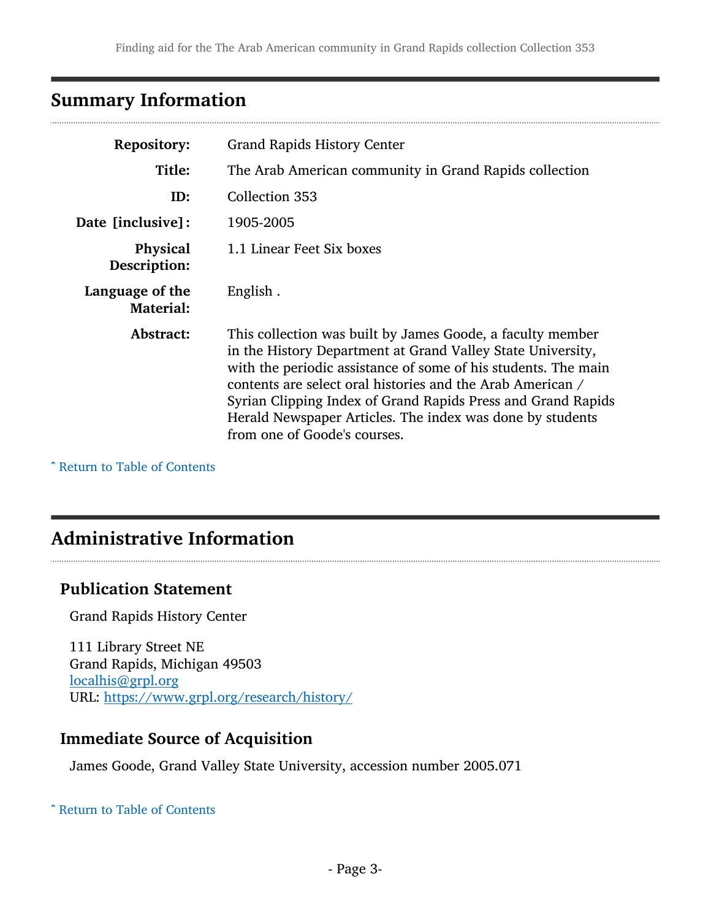## Summary Information

| | |
|---|---|
| **Repository:** | Grand Rapids History Center |
| **Title:** | The Arab American community in Grand Rapids collection |
| **ID:** | Collection 353 |
| **Date [inclusive]:** | 1905-2005 |
| **Physical Description:** | 1.1 Linear Feet Six boxes |
| **Language of the Material:** | English . |
| **Abstract:** | This collection was built by James Goode, a faculty member in the History Department at Grand Valley State University, with the periodic assistance of some of his students. The main contents are select oral histories and the Arab American / Syrian Clipping Index of Grand Rapids Press and Grand Rapids Herald Newspaper Articles. The index was done by students from one of Goode's courses. |

ˆ Return to Table of Contents

## Administrative Information

### Publication Statement

Grand Rapids History Center

111 Library Street NE
Grand Rapids, Michigan 49503
localhis@grpl.org
URL: https://www.grpl.org/research/history/

### Immediate Source of Acquisition

James Goode, Grand Valley State University, accession number 2005.071

ˆ Return to Table of Contents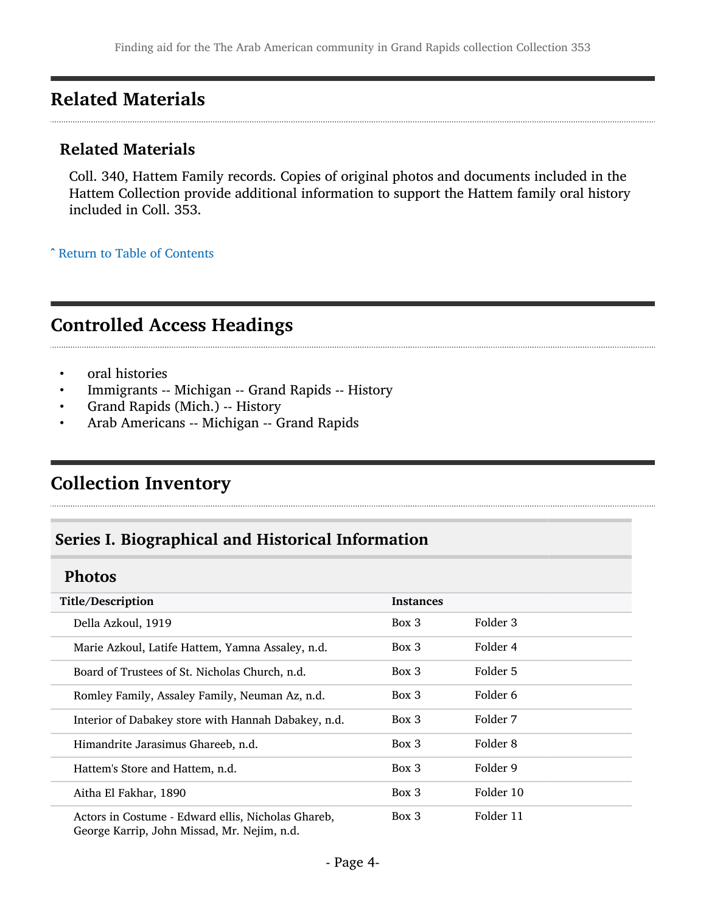## Related Materials

### Related Materials

Coll. 340, Hattem Family records. Copies of original photos and documents included in the Hattem Collection provide additional information to support the Hattem family oral history included in Coll. 353.

˄ Return to Table of Contents

## Controlled Access Headings

- oral histories
- Immigrants -- Michigan -- Grand Rapids -- History
- Grand Rapids (Mich.) -- History
- Arab Americans -- Michigan -- Grand Rapids

## Collection Inventory

### Series I. Biographical and Historical Information

#### Photos

| Title/Description | Instances | |
|---|---|---|
| Della Azkoul, 1919 | Box 3 | Folder 3 |
| Marie Azkoul, Latife Hattem, Yamna Assaley, n.d. | Box 3 | Folder 4 |
| Board of Trustees of St. Nicholas Church, n.d. | Box 3 | Folder 5 |
| Romley Family, Assaley Family, Neuman Az, n.d. | Box 3 | Folder 6 |
| Interior of Dabakey store with Hannah Dabakey, n.d. | Box 3 | Folder 7 |
| Himandrite Jarasimus Ghareeb, n.d. | Box 3 | Folder 8 |
| Hattem's Store and Hattem, n.d. | Box 3 | Folder 9 |
| Aitha El Fakhar, 1890 | Box 3 | Folder 10 |
| Actors in Costume - Edward ellis, Nicholas Ghareb, George Karrip, John Missad, Mr. Nejim, n.d. | Box 3 | Folder 11 |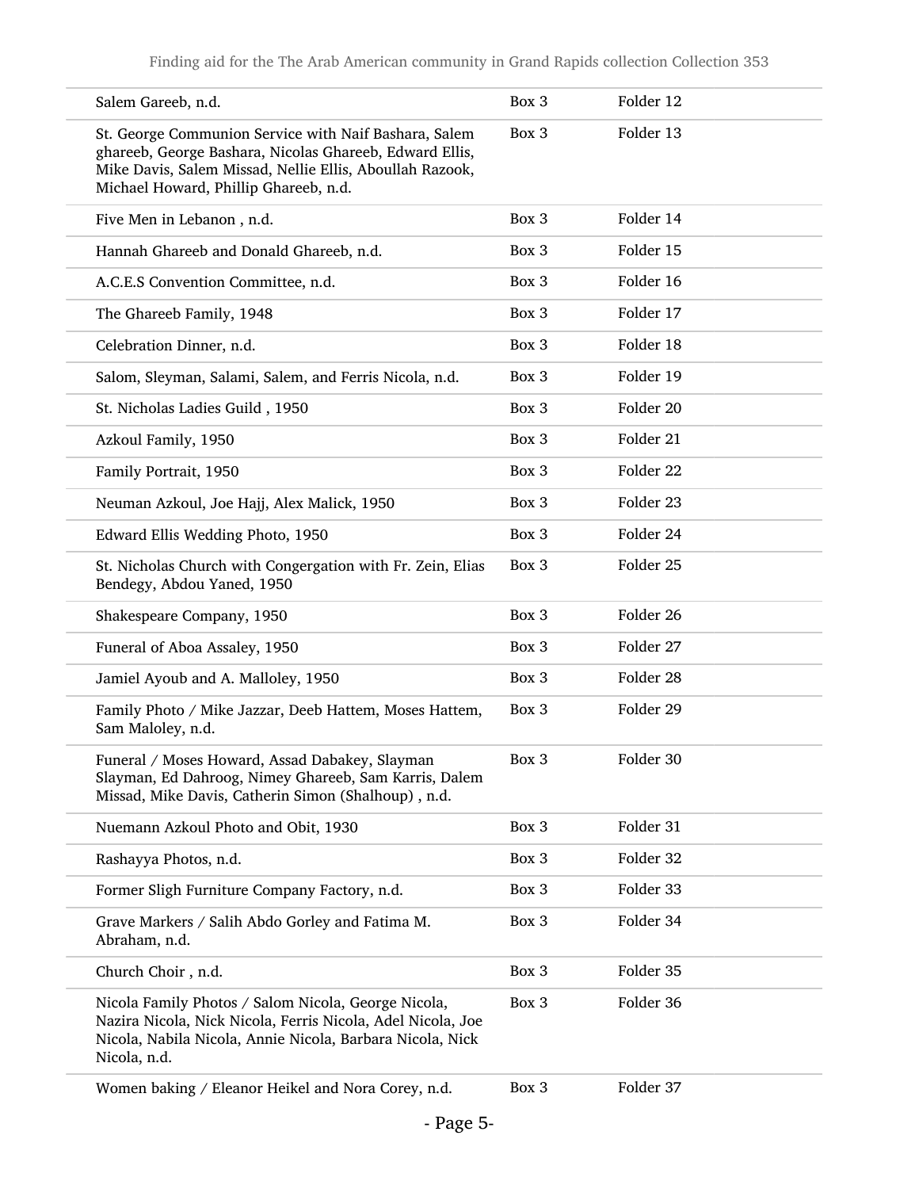| | | |
|---|---|---|
| Salem Gareeb, n.d. | Box 3 | Folder 12 |
| St. George Communion Service with Naif Bashara, Salem ghareeb, George Bashara, Nicolas Ghareeb, Edward Ellis, Mike Davis, Salem Missad, Nellie Ellis, Aboullah Razook, Michael Howard, Phillip Ghareeb, n.d. | Box 3 | Folder 13 |
| Five Men in Lebanon , n.d. | Box 3 | Folder 14 |
| Hannah Ghareeb and Donald Ghareeb, n.d. | Box 3 | Folder 15 |
| A.C.E.S Convention Committee, n.d. | Box 3 | Folder 16 |
| The Ghareeb Family, 1948 | Box 3 | Folder 17 |
| Celebration Dinner, n.d. | Box 3 | Folder 18 |
| Salom, Sleyman, Salami, Salem, and Ferris Nicola, n.d. | Box 3 | Folder 19 |
| St. Nicholas Ladies Guild , 1950 | Box 3 | Folder 20 |
| Azkoul Family, 1950 | Box 3 | Folder 21 |
| Family Portrait, 1950 | Box 3 | Folder 22 |
| Neuman Azkoul, Joe Hajj, Alex Malick, 1950 | Box 3 | Folder 23 |
| Edward Ellis Wedding Photo, 1950 | Box 3 | Folder 24 |
| St. Nicholas Church with Congergation with Fr. Zein, Elias Bendegy, Abdou Yaned, 1950 | Box 3 | Folder 25 |
| Shakespeare Company, 1950 | Box 3 | Folder 26 |
| Funeral of Aboa Assaley, 1950 | Box 3 | Folder 27 |
| Jamiel Ayoub and A. Malloley, 1950 | Box 3 | Folder 28 |
| Family Photo / Mike Jazzar, Deeb Hattem, Moses Hattem, Sam Maloley, n.d. | Box 3 | Folder 29 |
| Funeral / Moses Howard, Assad Dabakey, Slayman Slayman, Ed Dahroog, Nimey Ghareeb, Sam Karris, Dalem Missad, Mike Davis, Catherin Simon (Shalhoup) , n.d. | Box 3 | Folder 30 |
| Nuemann Azkoul Photo and Obit, 1930 | Box 3 | Folder 31 |
| Rashayya Photos, n.d. | Box 3 | Folder 32 |
| Former Sligh Furniture Company Factory, n.d. | Box 3 | Folder 33 |
| Grave Markers / Salih Abdo Gorley and Fatima M. Abraham, n.d. | Box 3 | Folder 34 |
| Church Choir , n.d. | Box 3 | Folder 35 |
| Nicola Family Photos / Salom Nicola, George Nicola, Nazira Nicola, Nick Nicola, Ferris Nicola, Adel Nicola, Joe Nicola, Nabila Nicola, Annie Nicola, Barbara Nicola, Nick Nicola, n.d. | Box 3 | Folder 36 |
| Women baking / Eleanor Heikel and Nora Corey, n.d. | Box 3 | Folder 37 |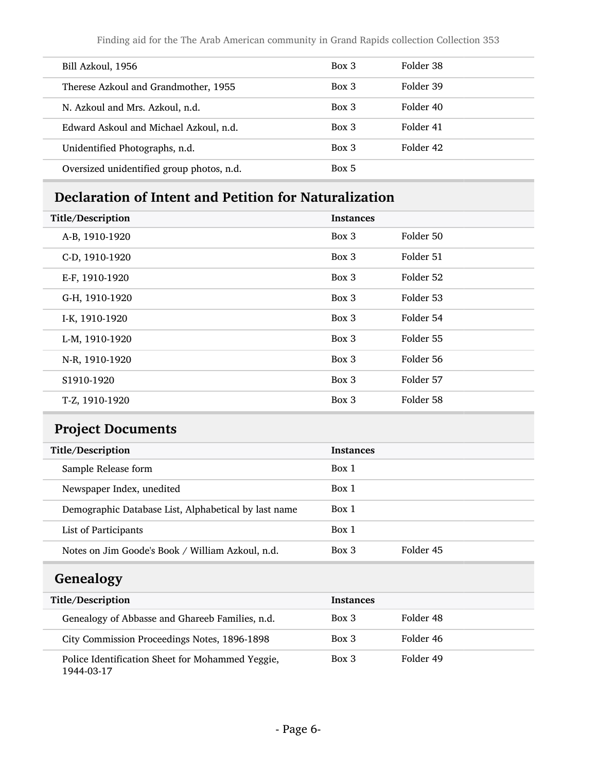| | | |
|---|---|---|
| Bill Azkoul, 1956 | Box 3 | Folder 38 |
| Therese Azkoul and Grandmother, 1955 | Box 3 | Folder 39 |
| N. Azkoul and Mrs. Azkoul, n.d. | Box 3 | Folder 40 |
| Edward Askoul and Michael Azkoul, n.d. | Box 3 | Folder 41 |
| Unidentified Photographs, n.d. | Box 3 | Folder 42 |
| Oversized unidentified group photos, n.d. | Box 5 | |

## Declaration of Intent and Petition for Naturalization

| Title/Description | Instances | |
|---|---|---|
| A-B, 1910-1920 | Box 3 | Folder 50 |
| C-D, 1910-1920 | Box 3 | Folder 51 |
| E-F, 1910-1920 | Box 3 | Folder 52 |
| G-H, 1910-1920 | Box 3 | Folder 53 |
| I-K, 1910-1920 | Box 3 | Folder 54 |
| L-M, 1910-1920 | Box 3 | Folder 55 |
| N-R, 1910-1920 | Box 3 | Folder 56 |
| S1910-1920 | Box 3 | Folder 57 |
| T-Z, 1910-1920 | Box 3 | Folder 58 |

## Project Documents

| Title/Description | Instances | |
|---|---|---|
| Sample Release form | Box 1 | |
| Newspaper Index, unedited | Box 1 | |
| Demographic Database List, Alphabetical by last name | Box 1 | |
| List of Participants | Box 1 | |
| Notes on Jim Goode's Book / William Azkoul, n.d. | Box 3 | Folder 45 |

## Genealogy

| Title/Description | Instances | |
|---|---|---|
| Genealogy of Abbasse and Ghareeb Families, n.d. | Box 3 | Folder 48 |
| City Commission Proceedings Notes, 1896-1898 | Box 3 | Folder 46 |
| Police Identification Sheet for Mohammed Yeggie, 1944-03-17 | Box 3 | Folder 49 |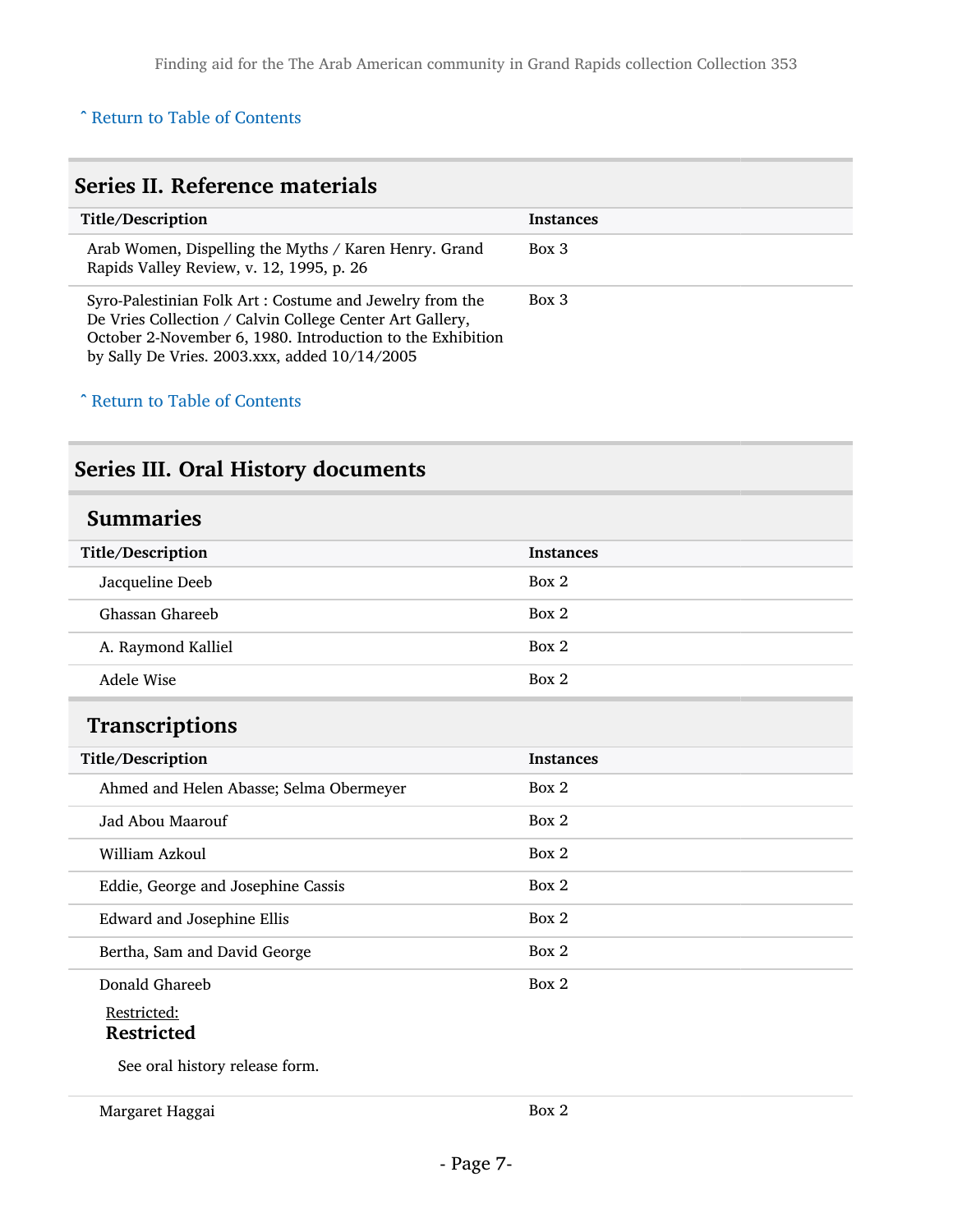ˆ Return to Table of Contents

## Series II. Reference materials

| Title/Description | Instances |
|---|---|
| Arab Women, Dispelling the Myths / Karen Henry. Grand Rapids Valley Review, v. 12, 1995, p. 26 | Box 3 |
| Syro-Palestinian Folk Art : Costume and Jewelry from the De Vries Collection / Calvin College Center Art Gallery, October 2-November 6, 1980. Introduction to the Exhibition by Sally De Vries. 2003.xxx, added 10/14/2005 | Box 3 |

ˆ Return to Table of Contents

## Series III. Oral History documents

### Summaries

| Title/Description | Instances |
|---|---|
| Jacqueline Deeb | Box 2 |
| Ghassan Ghareeb | Box 2 |
| A. Raymond Kalliel | Box 2 |
| Adele Wise | Box 2 |

### Transcriptions

| Title/Description | Instances |
|---|---|
| Ahmed and Helen Abasse; Selma Obermeyer | Box 2 |
| Jad Abou Maarouf | Box 2 |
| William Azkoul | Box 2 |
| Eddie, George and Josephine Cassis | Box 2 |
| Edward and Josephine Ellis | Box 2 |
| Bertha, Sam and David George | Box 2 |
| Donald Ghareeb<br>Restricted:<br>**Restricted**<br>See oral history release form. | Box 2 |
| Margaret Haggai | Box 2 |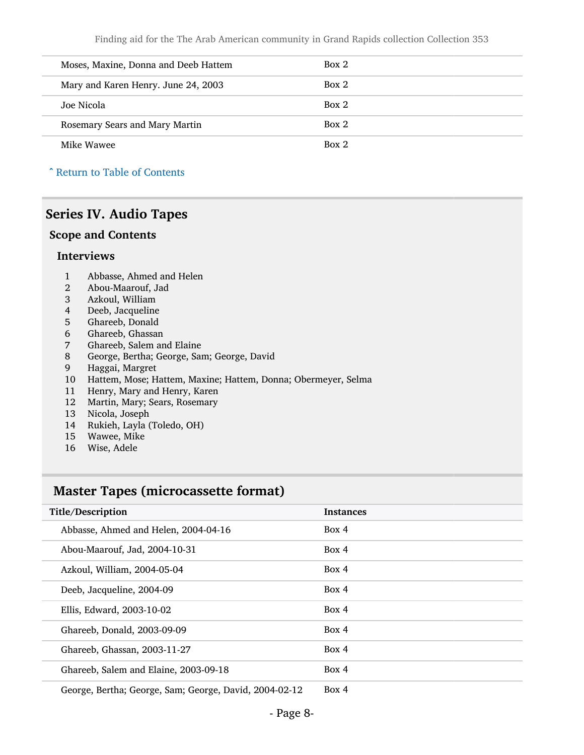| | |
|---|---|
| Moses, Maxine, Donna and Deeb Hattem | Box 2 |
| Mary and Karen Henry. June 24, 2003 | Box 2 |
| Joe Nicola | Box 2 |
| Rosemary Sears and Mary Martin | Box 2 |
| Mike Wawee | Box 2 |

ˆ Return to Table of Contents

## Series IV. Audio Tapes

### Scope and Contents

#### Interviews

1 Abbasse, Ahmed and Helen
2 Abou-Maarouf, Jad
3 Azkoul, William
4 Deeb, Jacqueline
5 Ghareeb, Donald
6 Ghareeb, Ghassan
7 Ghareeb, Salem and Elaine
8 George, Bertha; George, Sam; George, David
9 Haggai, Margret
10 Hattem, Mose; Hattem, Maxine; Hattem, Donna; Obermeyer, Selma
11 Henry, Mary and Henry, Karen
12 Martin, Mary; Sears, Rosemary
13 Nicola, Joseph
14 Rukieh, Layla (Toledo, OH)
15 Wawee, Mike
16 Wise, Adele

## Master Tapes (microcassette format)

| Title/Description | Instances |
|---|---|
| Abbasse, Ahmed and Helen, 2004-04-16 | Box 4 |
| Abou-Maarouf, Jad, 2004-10-31 | Box 4 |
| Azkoul, William, 2004-05-04 | Box 4 |
| Deeb, Jacqueline, 2004-09 | Box 4 |
| Ellis, Edward, 2003-10-02 | Box 4 |
| Ghareeb, Donald, 2003-09-09 | Box 4 |
| Ghareeb, Ghassan, 2003-11-27 | Box 4 |
| Ghareeb, Salem and Elaine, 2003-09-18 | Box 4 |
| George, Bertha; George, Sam; George, David, 2004-02-12 | Box 4 |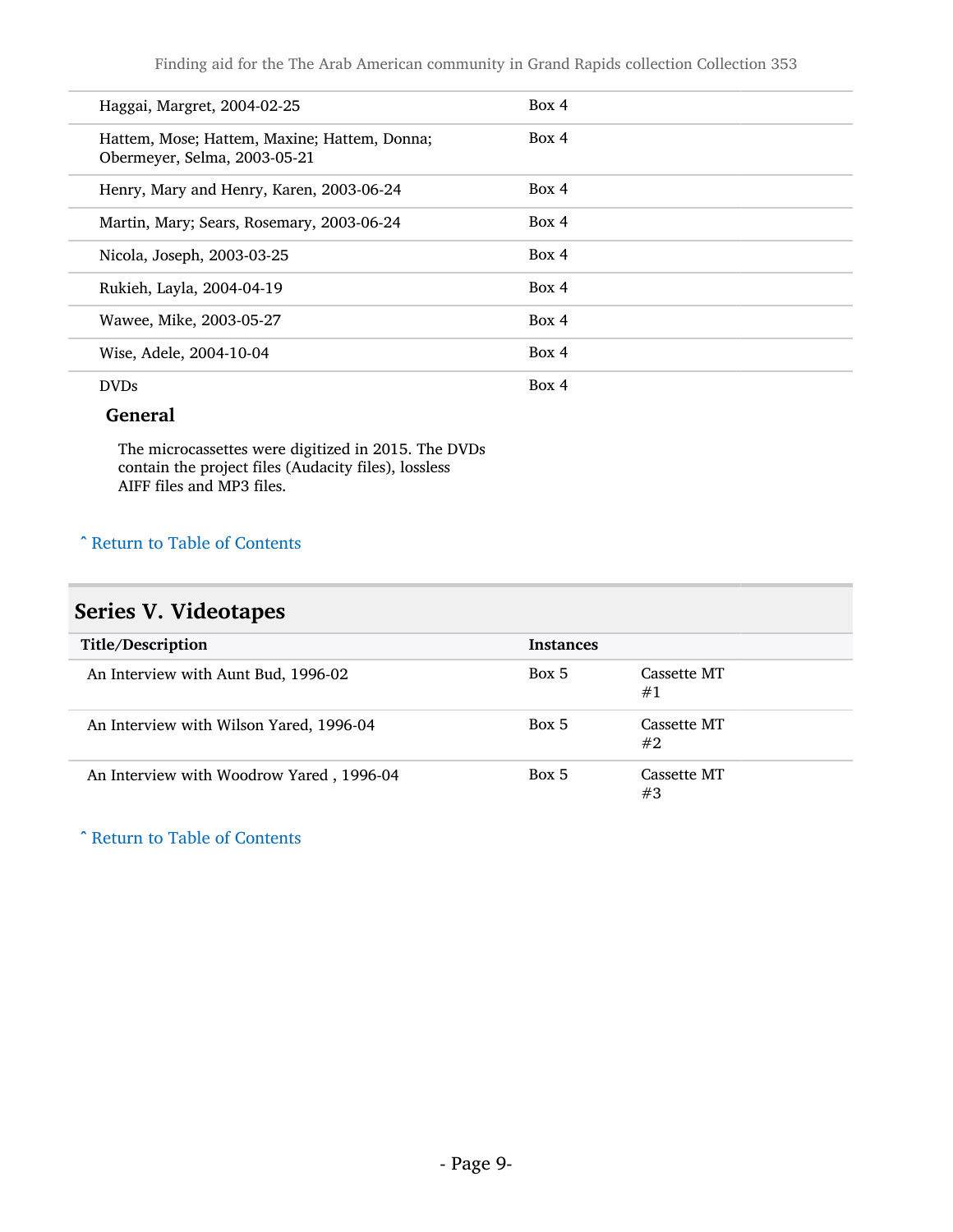| | |
|---|---|
| Haggai, Margret, 2004-02-25 | Box 4 |
| Hattem, Mose; Hattem, Maxine; Hattem, Donna; Obermeyer, Selma, 2003-05-21 | Box 4 |
| Henry, Mary and Henry, Karen, 2003-06-24 | Box 4 |
| Martin, Mary; Sears, Rosemary, 2003-06-24 | Box 4 |
| Nicola, Joseph, 2003-03-25 | Box 4 |
| Rukieh, Layla, 2004-04-19 | Box 4 |
| Wawee, Mike, 2003-05-27 | Box 4 |
| Wise, Adele, 2004-10-04 | Box 4 |
| DVDs | Box 4 |

**General**

The microcassettes were digitized in 2015. The DVDs contain the project files (Audacity files), lossless AIFF files and MP3 files.

ˆ Return to Table of Contents

## Series V. Videotapes

| Title/Description | Instances | |
|---|---|---|
| An Interview with Aunt Bud, 1996-02 | Box 5 | Cassette MT #1 |
| An Interview with Wilson Yared, 1996-04 | Box 5 | Cassette MT #2 |
| An Interview with Woodrow Yared , 1996-04 | Box 5 | Cassette MT #3 |

ˆ Return to Table of Contents